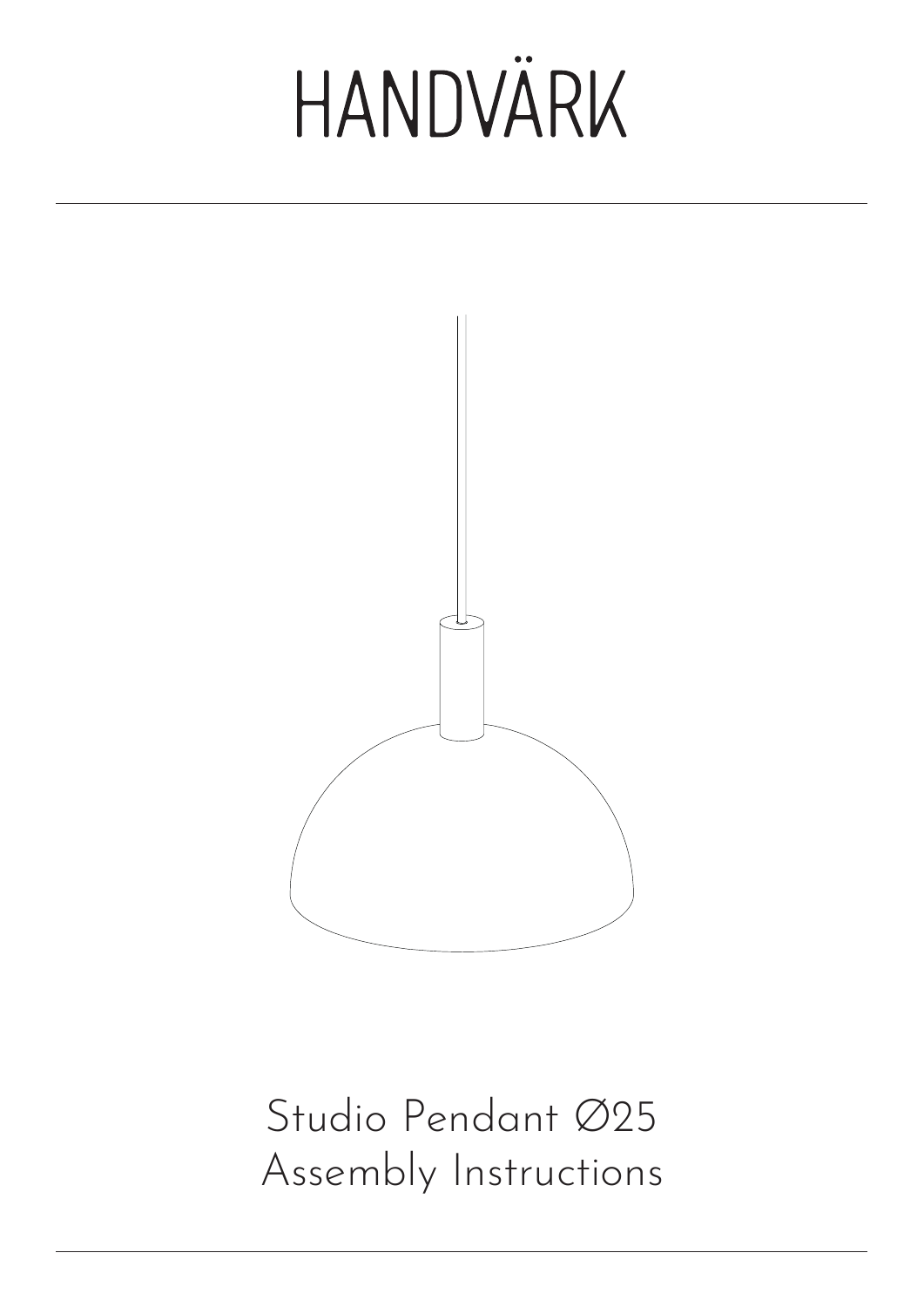# HANDVÄRK

Studio Pendant Ø25
Assembly Instructions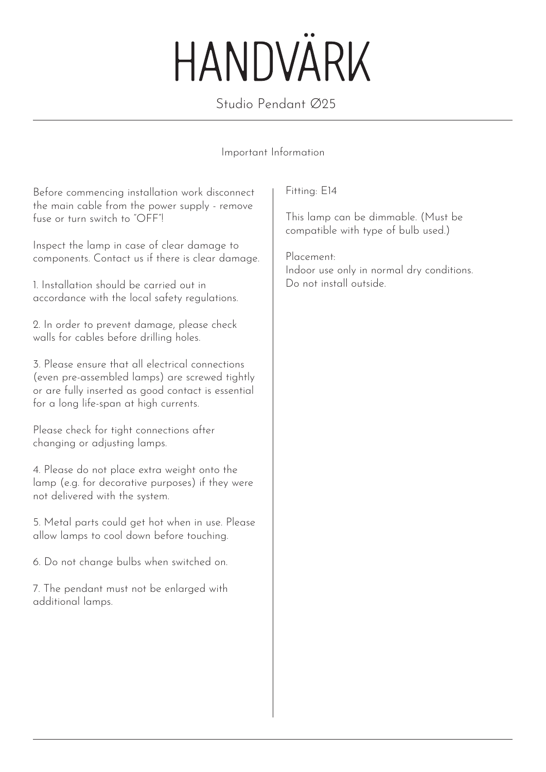# HANDVÄRK

Studio Pendant Ø25

## Important Information

Before commencing installation work disconnect the main cable from the power supply - remove fuse or turn switch to "OFF"!

Inspect the lamp in case of clear damage to components. Contact us if there is clear damage.

1. Installation should be carried out in accordance with the local safety regulations.

2. In order to prevent damage, please check walls for cables before drilling holes.

3. Please ensure that all electrical connections (even pre-assembled lamps) are screwed tightly or are fully inserted as good contact is essential for a long life-span at high currents.

Please check for tight connections after changing or adjusting lamps.

4. Please do not place extra weight onto the lamp (e.g. for decorative purposes) if they were not delivered with the system.

5. Metal parts could get hot when in use. Please allow lamps to cool down before touching.

6. Do not change bulbs when switched on.

7. The pendant must not be enlarged with additional lamps.

Fitting: E14

This lamp can be dimmable. (Must be compatible with type of bulb used.)

Placement:
Indoor use only in normal dry conditions.
Do not install outside.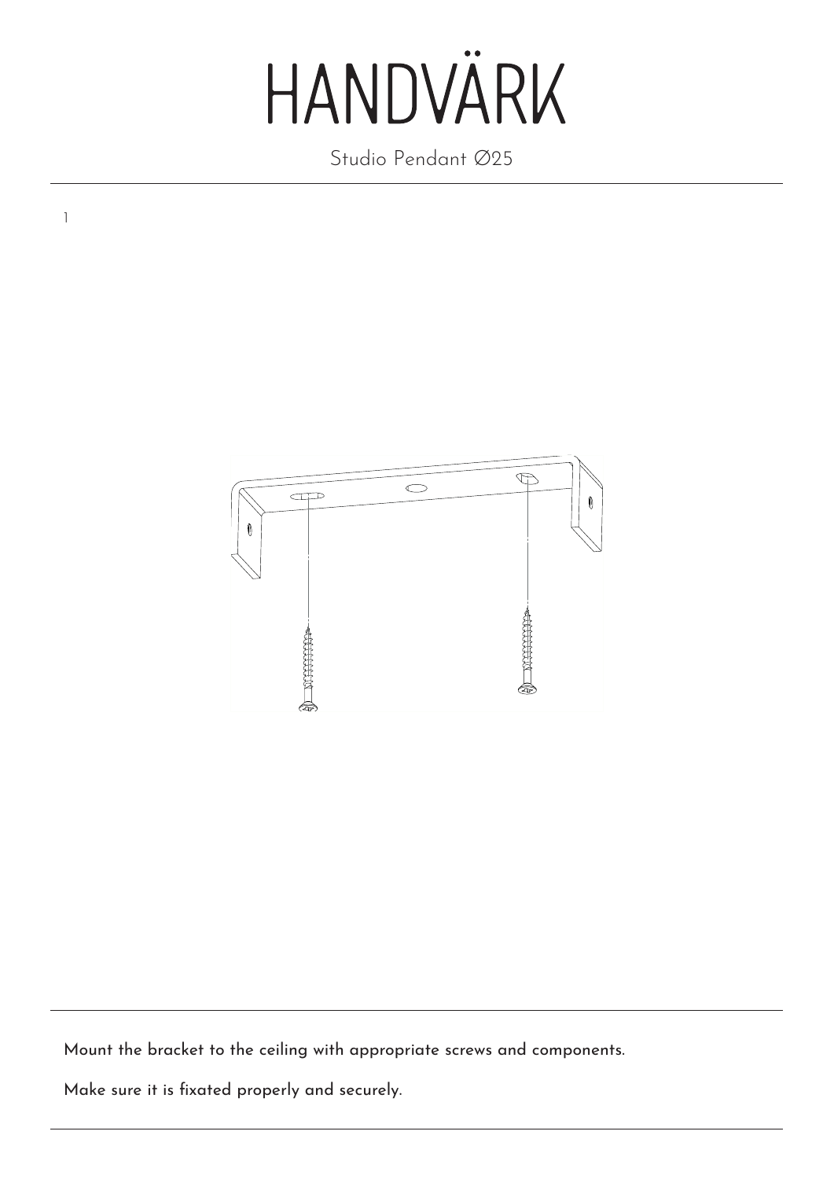# HANDVÄRK

Studio Pendant Ø25

1

Mount the bracket to the ceiling with appropriate screws and components.

Make sure it is fixated properly and securely.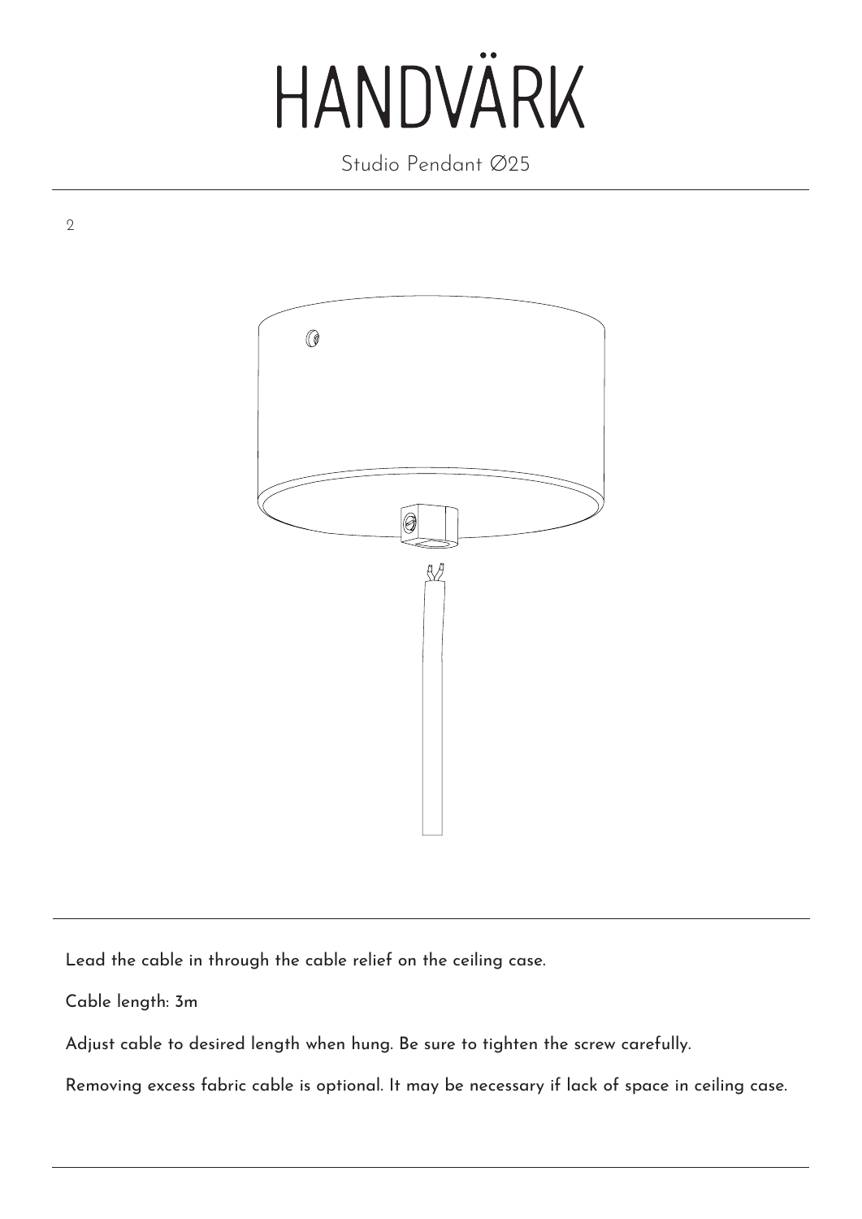2

Lead the cable in through the cable relief on the ceiling case.

Cable length: 3m

Adjust cable to desired length when hung. Be sure to tighten the screw carefully.

Removing excess fabric cable is optional. It may be necessary if lack of space in ceiling case.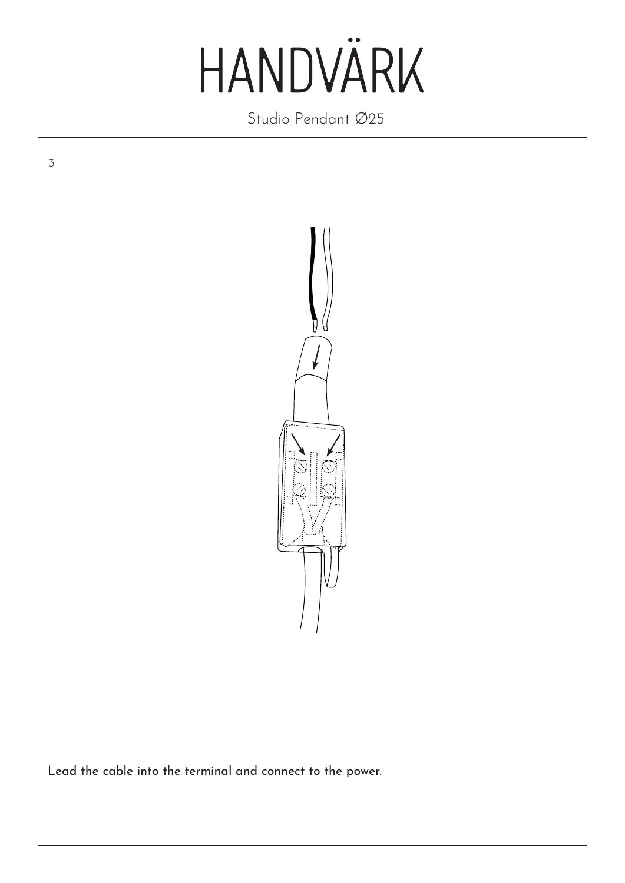# HANDVÄRK

Studio Pendant Ø25

3

Lead the cable into the terminal and connect to the power.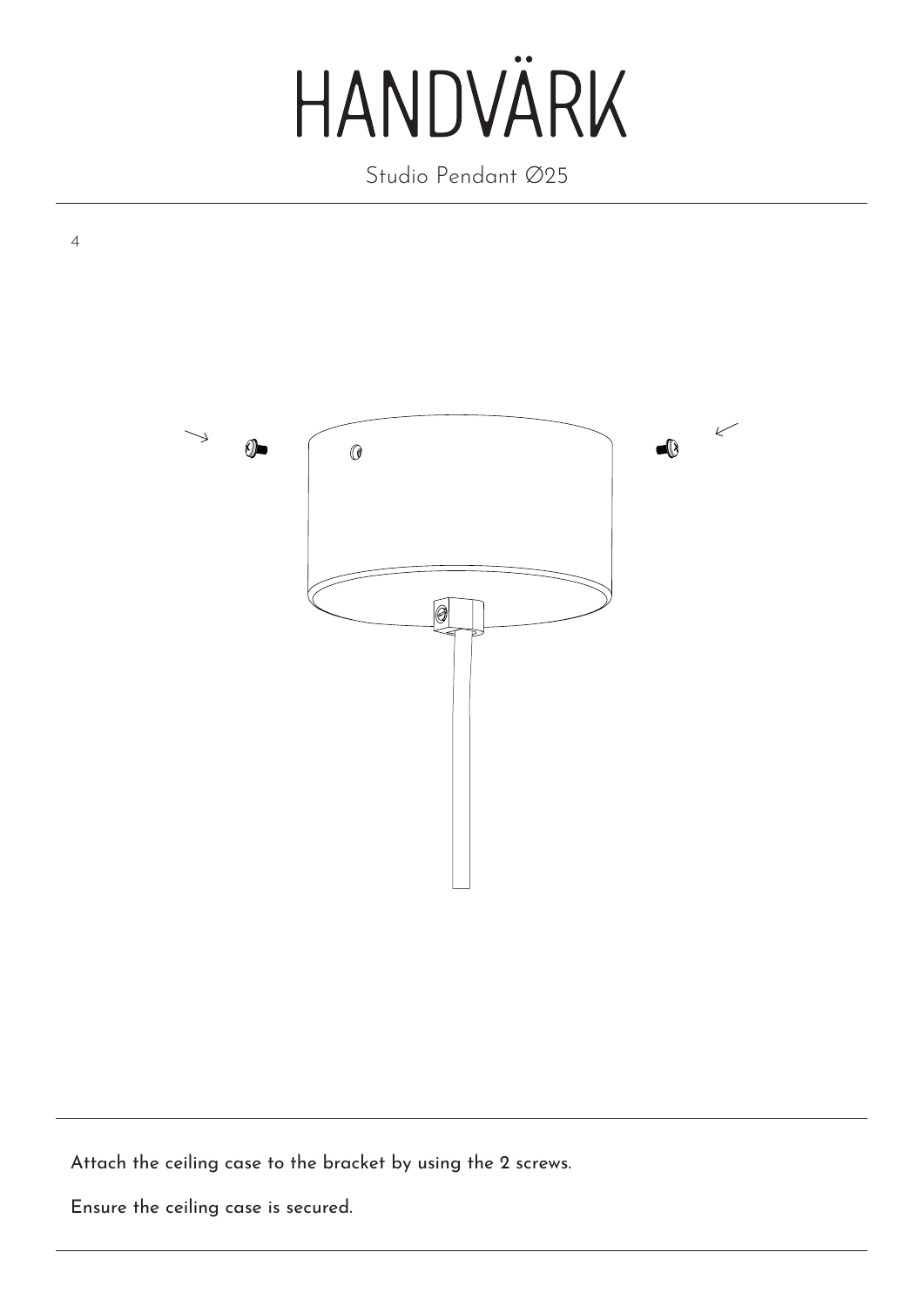4

Attach the ceiling case to the bracket by using the 2 screws.

Ensure the ceiling case is secured.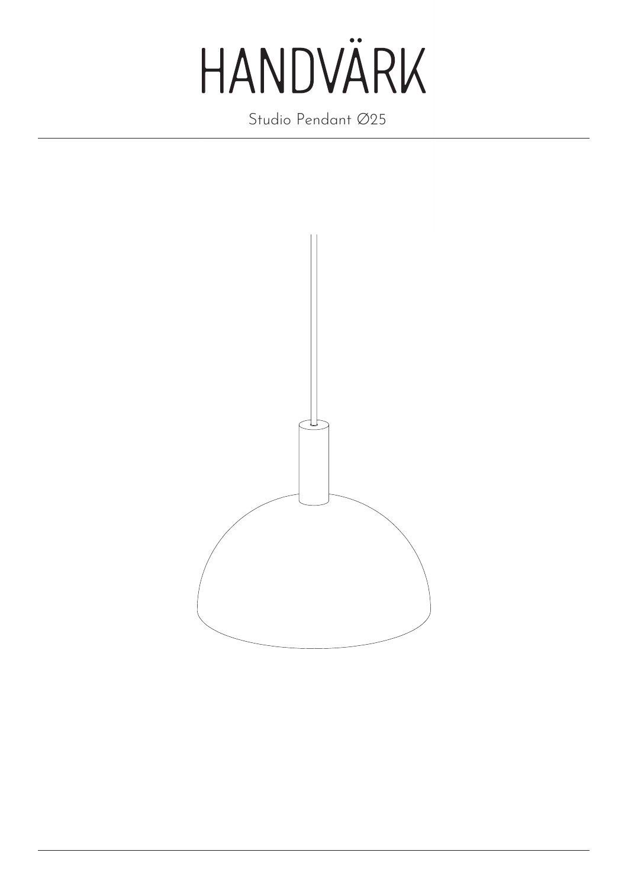# HANDVÄRK

Studio Pendant Ø25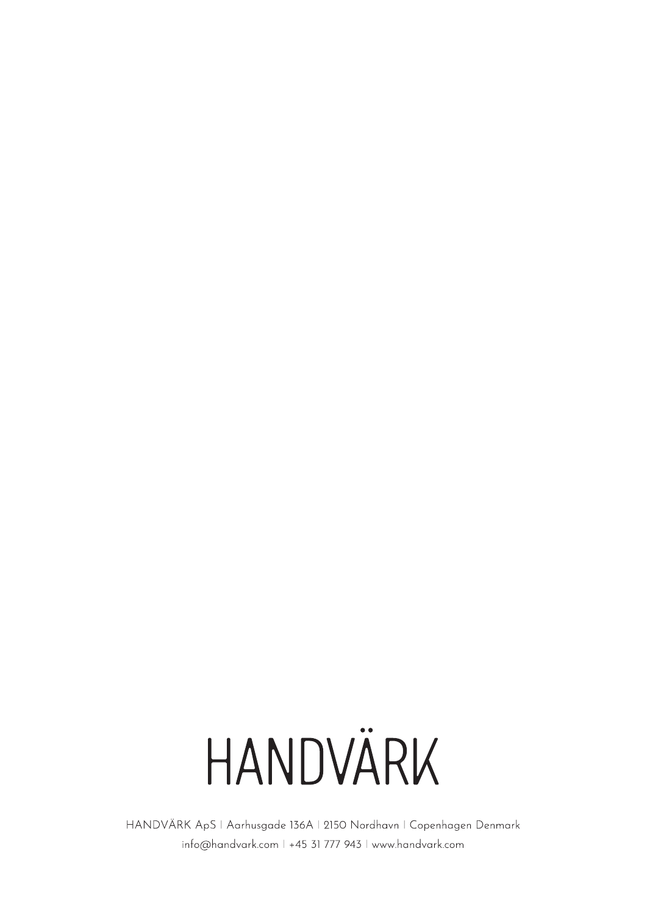# HANDVÄRK

HANDVÄRK ApS | Aarhusgade 136A | 2150 Nordhavn | Copenhagen Denmark

info@handvark.com | +45 31 777 943 | www.handvark.com